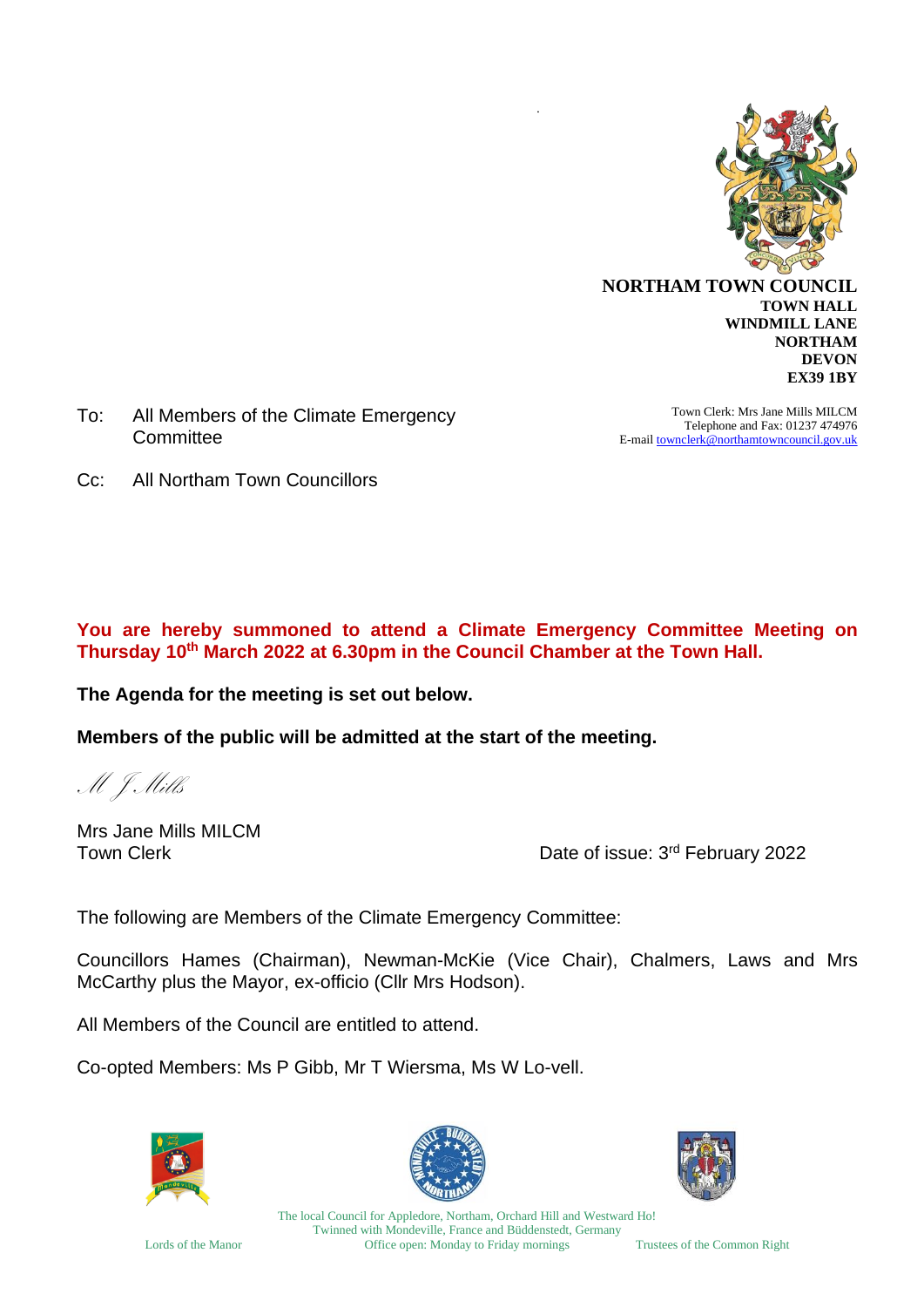**NORTHAM TOWN COUNCIL**
**TOWN HALL**
**WINDMILL LANE**
**NORTHAM**
**DEVON**
**EX39 1BY**

Town Clerk: Mrs Jane Mills MILCM
Telephone and Fax: 01237 474976
E-mail townclerk@northamtowncouncil.gov.uk

To: All Members of the Climate Emergency Committee

Cc: All Northam Town Councillors

**You are hereby summoned to attend a Climate Emergency Committee Meeting on Thursday 10th March 2022 at 6.30pm in the Council Chamber at the Town Hall.**

**The Agenda for the meeting is set out below.**

**Members of the public will be admitted at the start of the meeting.**

*M J Mills*

Mrs Jane Mills MILCM
Town Clerk

Date of issue: 3rd February 2022

The following are Members of the Climate Emergency Committee:

Councillors Hames (Chairman), Newman-McKie (Vice Chair), Chalmers, Laws and Mrs McCarthy plus the Mayor, ex-officio (Cllr Mrs Hodson).

All Members of the Council are entitled to attend.

Co-opted Members: Ms P Gibb, Mr T Wiersma, Ms W Lo-vell.

The local Council for Appledore, Northam, Orchard Hill and Westward Ho!
Twinned with Mondeville, France and Büddenstedt, Germany
Lords of the Manor — Office open: Monday to Friday mornings — Trustees of the Common Right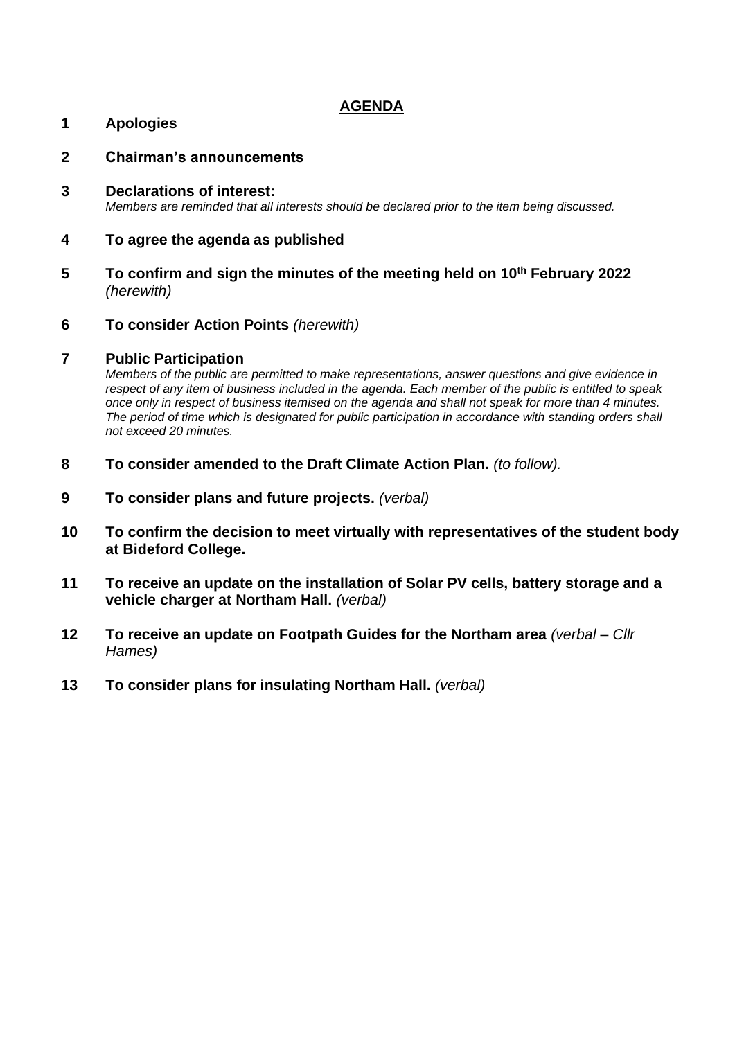## AGENDA

**1 Apologies**

**2 Chairman's announcements**

**3 Declarations of interest:**
*Members are reminded that all interests should be declared prior to the item being discussed.*

**4 To agree the agenda as published**

**5 To confirm and sign the minutes of the meeting held on 10th February 2022** *(herewith)*

**6 To consider Action Points** *(herewith)*

**7 Public Participation**
*Members of the public are permitted to make representations, answer questions and give evidence in respect of any item of business included in the agenda. Each member of the public is entitled to speak once only in respect of business itemised on the agenda and shall not speak for more than 4 minutes. The period of time which is designated for public participation in accordance with standing orders shall not exceed 20 minutes.*

**8 To consider amended to the Draft Climate Action Plan.** *(to follow).*

**9 To consider plans and future projects.** *(verbal)*

**10 To confirm the decision to meet virtually with representatives of the student body at Bideford College.**

**11 To receive an update on the installation of Solar PV cells, battery storage and a vehicle charger at Northam Hall.** *(verbal)*

**12 To receive an update on Footpath Guides for the Northam area** *(verbal – Cllr Hames)*

**13 To consider plans for insulating Northam Hall.** *(verbal)*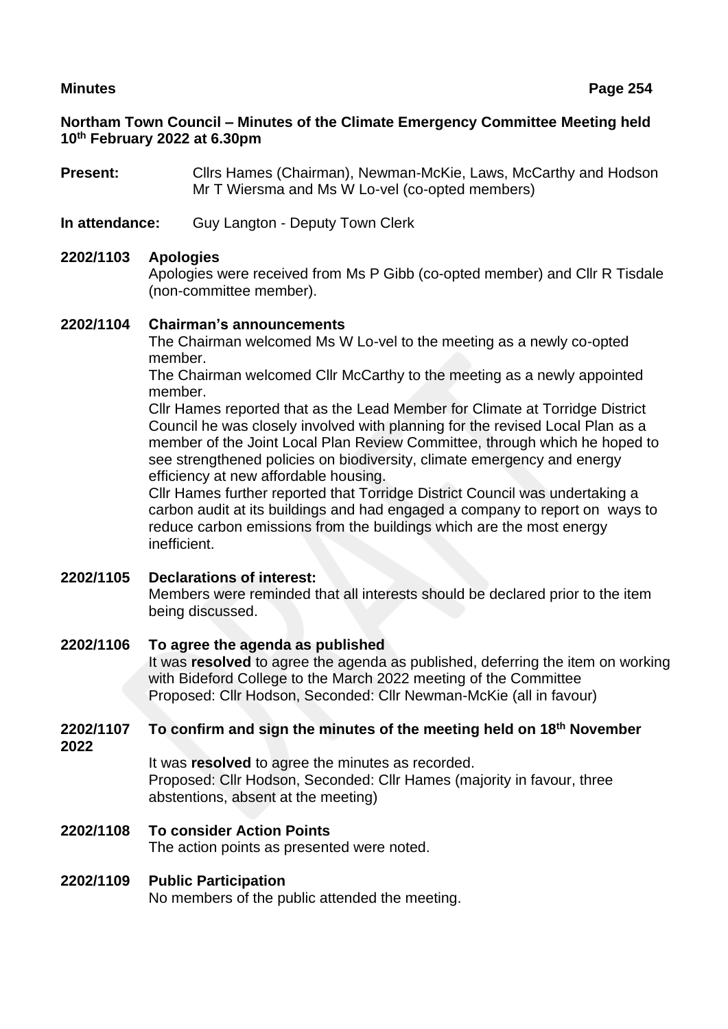**Northam Town Council – Minutes of the Climate Emergency Committee Meeting held 10th February 2022 at 6.30pm**

**Present:** Cllrs Hames (Chairman), Newman-McKie, Laws, McCarthy and Hodson
Mr T Wiersma and Ms W Lo-vel (co-opted members)

**In attendance:** Guy Langton - Deputy Town Clerk

**2202/1103 Apologies**

Apologies were received from Ms P Gibb (co-opted member) and Cllr R Tisdale (non-committee member).

**2202/1104 Chairman's announcements**

The Chairman welcomed Ms W Lo-vel to the meeting as a newly co-opted member.

The Chairman welcomed Cllr McCarthy to the meeting as a newly appointed member.

Cllr Hames reported that as the Lead Member for Climate at Torridge District Council he was closely involved with planning for the revised Local Plan as a member of the Joint Local Plan Review Committee, through which he hoped to see strengthened policies on biodiversity, climate emergency and energy efficiency at new affordable housing.

Cllr Hames further reported that Torridge District Council was undertaking a carbon audit at its buildings and had engaged a company to report on ways to reduce carbon emissions from the buildings which are the most energy inefficient.

**2202/1105 Declarations of interest:**

Members were reminded that all interests should be declared prior to the item being discussed.

**2202/1106 To agree the agenda as published**

It was **resolved** to agree the agenda as published, deferring the item on working with Bideford College to the March 2022 meeting of the Committee
Proposed: Cllr Hodson, Seconded: Cllr Newman-McKie (all in favour)

**2202/1107 To confirm and sign the minutes of the meeting held on 18th November 2022**

It was **resolved** to agree the minutes as recorded.
Proposed: Cllr Hodson, Seconded: Cllr Hames (majority in favour, three abstentions, absent at the meeting)

**2202/1108 To consider Action Points**

The action points as presented were noted.

**2202/1109 Public Participation**

No members of the public attended the meeting.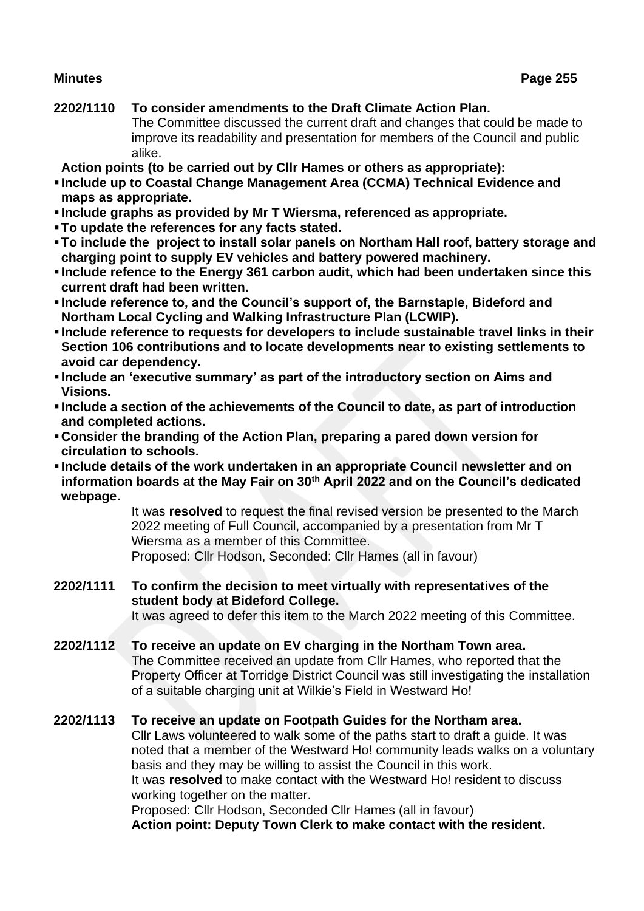**2202/1110 To consider amendments to the Draft Climate Action Plan.**

The Committee discussed the current draft and changes that could be made to improve its readability and presentation for members of the Council and public alike.

**Action points (to be carried out by Cllr Hames or others as appropriate):**

- **Include up to Coastal Change Management Area (CCMA) Technical Evidence and maps as appropriate.**
- **Include graphs as provided by Mr T Wiersma, referenced as appropriate.**
- **To update the references for any facts stated.**
- **To include the project to install solar panels on Northam Hall roof, battery storage and charging point to supply EV vehicles and battery powered machinery.**
- **Include refence to the Energy 361 carbon audit, which had been undertaken since this current draft had been written.**
- **Include reference to, and the Council's support of, the Barnstaple, Bideford and Northam Local Cycling and Walking Infrastructure Plan (LCWIP).**
- **Include reference to requests for developers to include sustainable travel links in their Section 106 contributions and to locate developments near to existing settlements to avoid car dependency.**
- **Include an 'executive summary' as part of the introductory section on Aims and Visions.**
- **Include a section of the achievements of the Council to date, as part of introduction and completed actions.**
- **Consider the branding of the Action Plan, preparing a pared down version for circulation to schools.**
- **Include details of the work undertaken in an appropriate Council newsletter and on information boards at the May Fair on 30th April 2022 and on the Council's dedicated webpage.**

It was **resolved** to request the final revised version be presented to the March 2022 meeting of Full Council, accompanied by a presentation from Mr T Wiersma as a member of this Committee.

Proposed: Cllr Hodson, Seconded: Cllr Hames (all in favour)

**2202/1111 To confirm the decision to meet virtually with representatives of the student body at Bideford College.**

It was agreed to defer this item to the March 2022 meeting of this Committee.

**2202/1112 To receive an update on EV charging in the Northam Town area.**

The Committee received an update from Cllr Hames, who reported that the Property Officer at Torridge District Council was still investigating the installation of a suitable charging unit at Wilkie's Field in Westward Ho!

**2202/1113 To receive an update on Footpath Guides for the Northam area.**

Cllr Laws volunteered to walk some of the paths start to draft a guide. It was noted that a member of the Westward Ho! community leads walks on a voluntary basis and they may be willing to assist the Council in this work.

It was **resolved** to make contact with the Westward Ho! resident to discuss working together on the matter.

Proposed: Cllr Hodson, Seconded Cllr Hames (all in favour)

**Action point: Deputy Town Clerk to make contact with the resident.**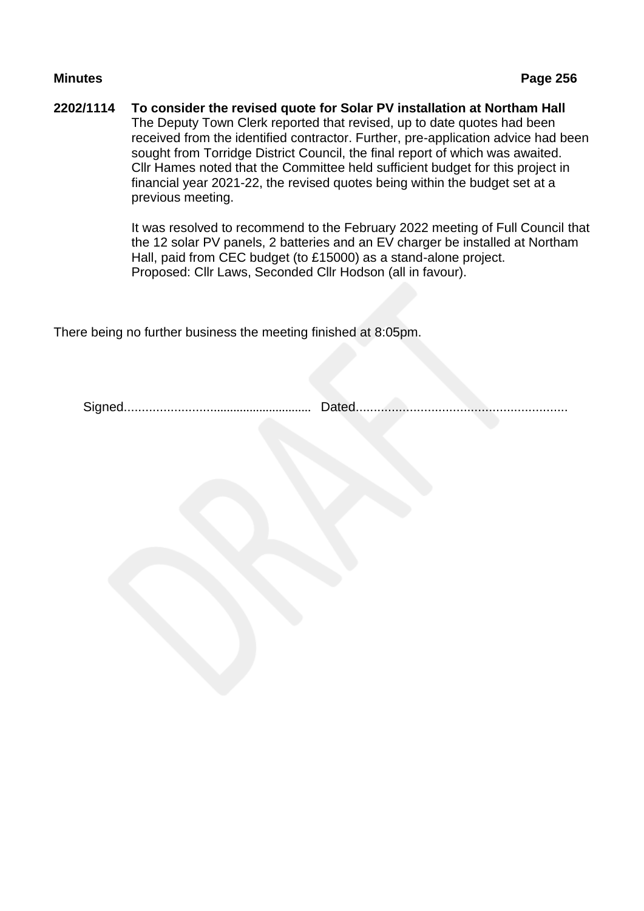**2202/1114 To consider the revised quote for Solar PV installation at Northam Hall**

The Deputy Town Clerk reported that revised, up to date quotes had been received from the identified contractor. Further, pre-application advice had been sought from Torridge District Council, the final report of which was awaited. Cllr Hames noted that the Committee held sufficient budget for this project in financial year 2021-22, the revised quotes being within the budget set at a previous meeting.

It was resolved to recommend to the February 2022 meeting of Full Council that the 12 solar PV panels, 2 batteries and an EV charger be installed at Northam Hall, paid from CEC budget (to £15000) as a stand-alone project.
Proposed: Cllr Laws, Seconded Cllr Hodson (all in favour).

There being no further business the meeting finished at 8:05pm.

Signed....................................................... Dated..........................................................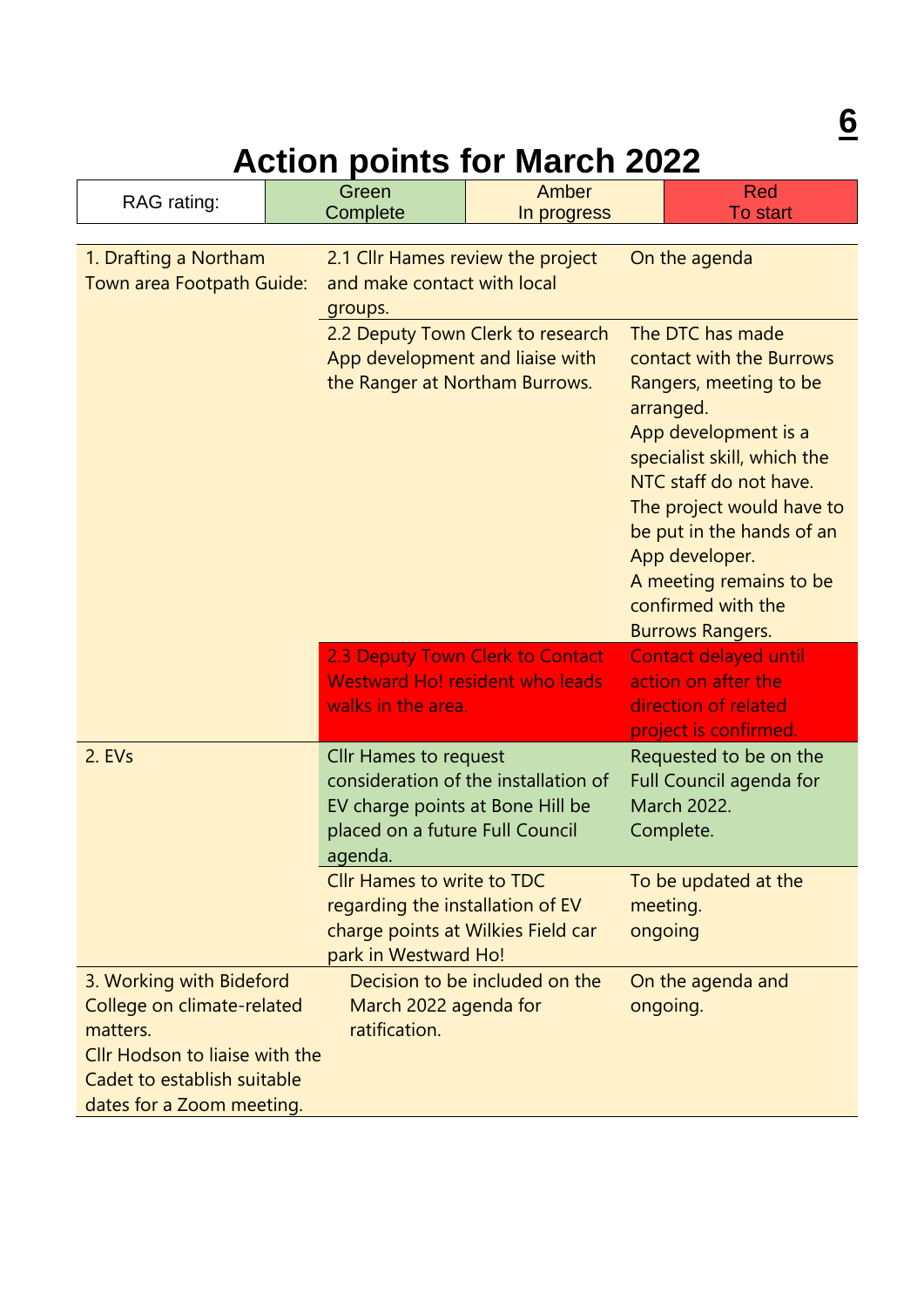# Action points for March 2022

| RAG rating: | Green Complete | Amber In progress | Red To start |
|---|---|---|---|

| | | |
|---|---|---|
| 1. Drafting a Northam Town area Footpath Guide: | 2.1 Cllr Hames review the project and make contact with local groups. | On the agenda |
| | 2.2 Deputy Town Clerk to research App development and liaise with the Ranger at Northam Burrows. | The DTC has made contact with the Burrows Rangers, meeting to be arranged. App development is a specialist skill, which the NTC staff do not have. The project would have to be put in the hands of an App developer. A meeting remains to be confirmed with the Burrows Rangers. |
| | 2.3 Deputy Town Clerk to Contact Westward Ho! resident who leads walks in the area. | Contact delayed until action on after the direction of related project is confirmed. |
| 2. EVs | Cllr Hames to request consideration of the installation of EV charge points at Bone Hill be placed on a future Full Council agenda. | Requested to be on the Full Council agenda for March 2022. Complete. |
| | Cllr Hames to write to TDC regarding the installation of EV charge points at Wilkies Field car park in Westward Ho! | To be updated at the meeting. ongoing |
| 3. Working with Bideford College on climate-related matters. Cllr Hodson to liaise with the Cadet to establish suitable dates for a Zoom meeting. | Decision to be included on the March 2022 agenda for ratification. | On the agenda and ongoing. |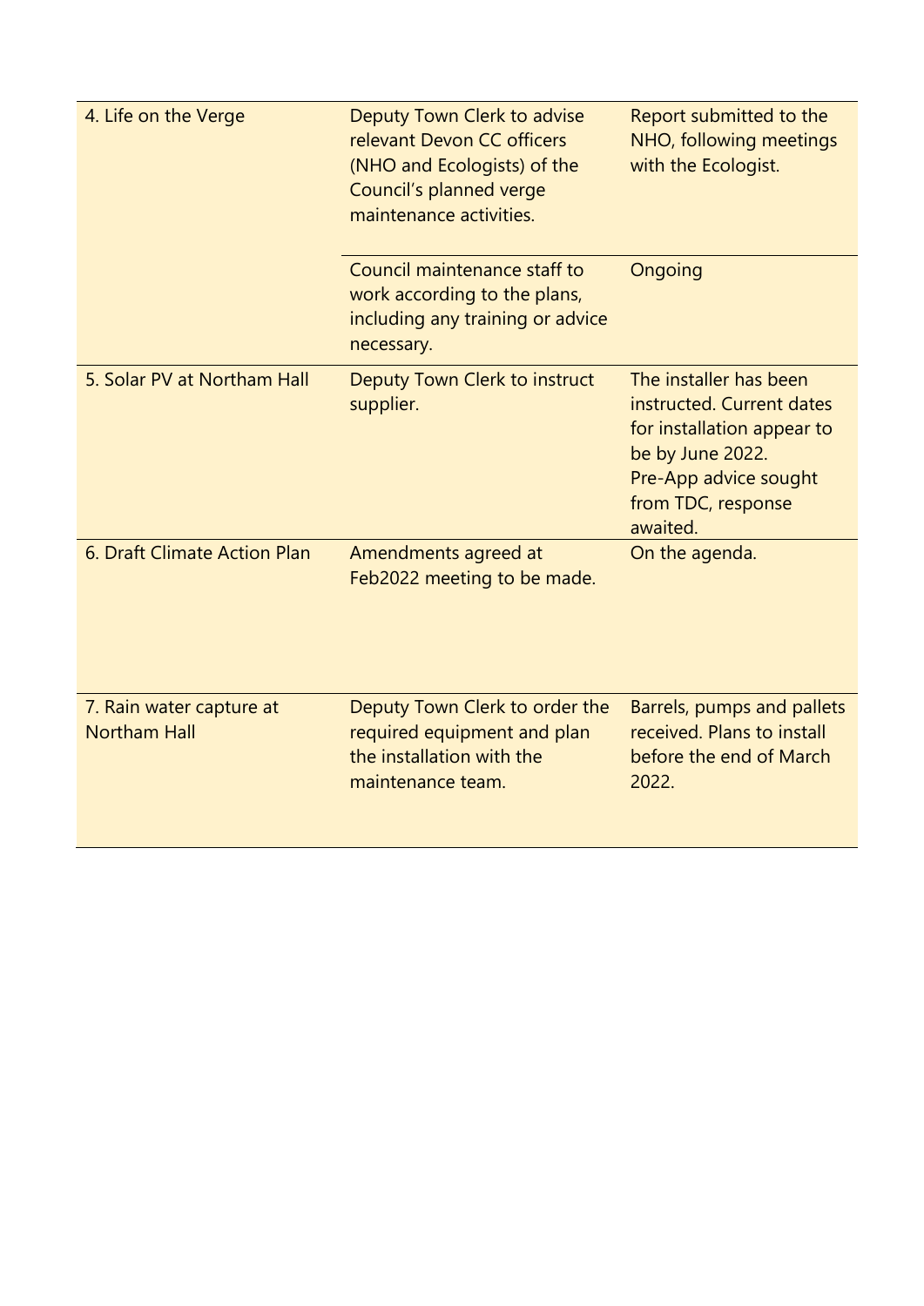| | | |
|---|---|---|
| 4. Life on the Verge | Deputy Town Clerk to advise relevant Devon CC officers (NHO and Ecologists) of the Council's planned verge maintenance activities. | Report submitted to the NHO, following meetings with the Ecologist. |
| | Council maintenance staff to work according to the plans, including any training or advice necessary. | Ongoing |
| 5. Solar PV at Northam Hall | Deputy Town Clerk to instruct supplier. | The installer has been instructed. Current dates for installation appear to be by June 2022. Pre-App advice sought from TDC, response awaited. |
| 6. Draft Climate Action Plan | Amendments agreed at Feb2022 meeting to be made. | On the agenda. |
| 7. Rain water capture at Northam Hall | Deputy Town Clerk to order the required equipment and plan the installation with the maintenance team. | Barrels, pumps and pallets received. Plans to install before the end of March 2022. |